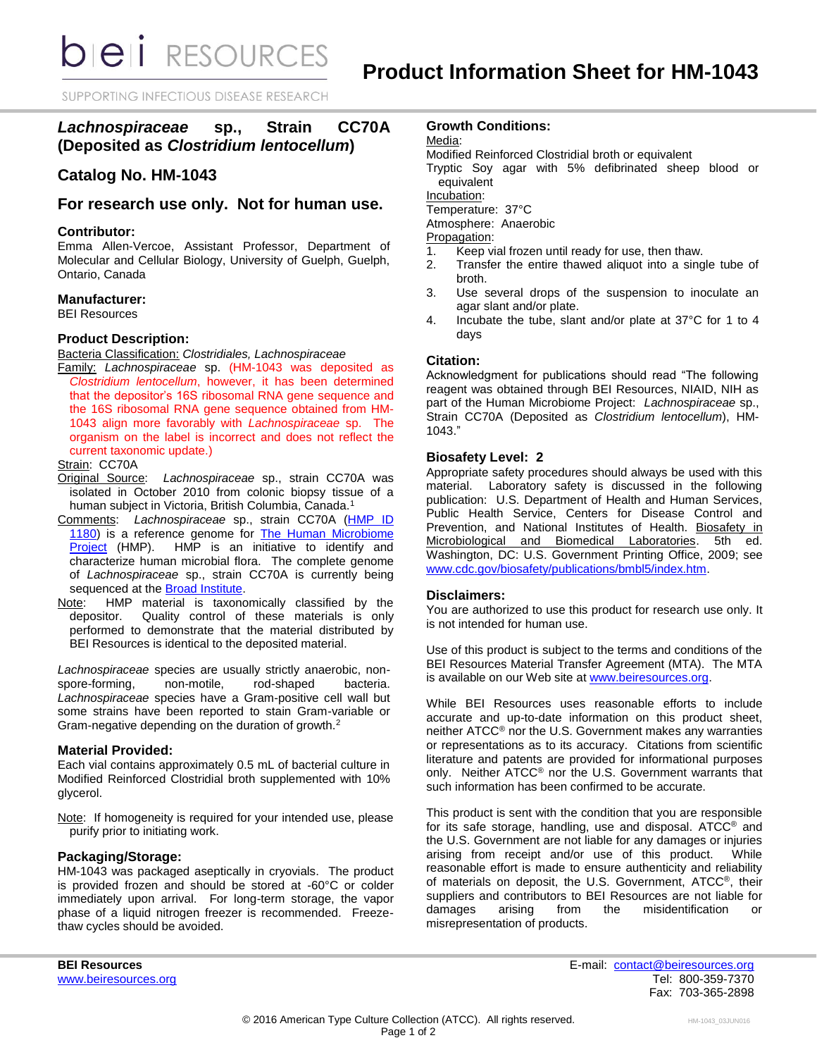# Product Information Sheet for HM-1043

## *Lachnospiraceae* sp., Strain CC70A (Deposited as *Clostridium lentocellum*)

## Catalog No. HM-1043

## For research use only. Not for human use.

### Contributor:
Emma Allen-Vercoe, Assistant Professor, Department of Molecular and Cellular Biology, University of Guelph, Guelph, Ontario, Canada

### Manufacturer:
BEI Resources

### Product Description:
Bacteria Classification: *Clostridiales, Lachnospiraceae*

Family: *Lachnospiraceae* sp. (HM-1043 was deposited as *Clostridium lentocellum*, however, it has been determined that the depositor's 16S ribosomal RNA gene sequence and the 16S ribosomal RNA gene sequence obtained from HM-1043 align more favorably with *Lachnospiraceae* sp. The organism on the label is incorrect and does not reflect the current taxonomic update.)

Strain: CC70A

Original Source: *Lachnospiraceae* sp., strain CC70A was isolated in October 2010 from colonic biopsy tissue of a human subject in Victoria, British Columbia, Canada.[1]

Comments: *Lachnospiraceae* sp., strain CC70A (HMP ID 1180) is a reference genome for The Human Microbiome Project (HMP). HMP is an initiative to identify and characterize human microbial flora. The complete genome of *Lachnospiraceae* sp., strain CC70A is currently being sequenced at the Broad Institute.

Note: HMP material is taxonomically classified by the depositor. Quality control of these materials is only performed to demonstrate that the material distributed by BEI Resources is identical to the deposited material.

*Lachnospiraceae* species are usually strictly anaerobic, non-spore-forming, non-motile, rod-shaped bacteria. *Lachnospiraceae* species have a Gram-positive cell wall but some strains have been reported to stain Gram-variable or Gram-negative depending on the duration of growth.[2]

### Material Provided:
Each vial contains approximately 0.5 mL of bacterial culture in Modified Reinforced Clostridial broth supplemented with 10% glycerol.

Note: If homogeneity is required for your intended use, please purify prior to initiating work.

### Packaging/Storage:
HM-1043 was packaged aseptically in cryovials. The product is provided frozen and should be stored at -60°C or colder immediately upon arrival. For long-term storage, the vapor phase of a liquid nitrogen freezer is recommended. Freeze-thaw cycles should be avoided.

### Growth Conditions:
Media:

Modified Reinforced Clostridial broth or equivalent

Tryptic Soy agar with 5% defibrinated sheep blood or equivalent

Incubation:

Temperature: 37°C

Atmosphere: Anaerobic

Propagation:

1. Keep vial frozen until ready for use, then thaw.
2. Transfer the entire thawed aliquot into a single tube of broth.
3. Use several drops of the suspension to inoculate an agar slant and/or plate.
4. Incubate the tube, slant and/or plate at 37°C for 1 to 4 days

### Citation:
Acknowledgment for publications should read "The following reagent was obtained through BEI Resources, NIAID, NIH as part of the Human Microbiome Project: *Lachnospiraceae* sp., Strain CC70A (Deposited as *Clostridium lentocellum*), HM-1043."

### Biosafety Level: 2
Appropriate safety procedures should always be used with this material. Laboratory safety is discussed in the following publication: U.S. Department of Health and Human Services, Public Health Service, Centers for Disease Control and Prevention, and National Institutes of Health. Biosafety in Microbiological and Biomedical Laboratories. 5th ed. Washington, DC: U.S. Government Printing Office, 2009; see www.cdc.gov/biosafety/publications/bmbl5/index.htm.

### Disclaimers:
You are authorized to use this product for research use only. It is not intended for human use.

Use of this product is subject to the terms and conditions of the BEI Resources Material Transfer Agreement (MTA). The MTA is available on our Web site at www.beiresources.org.

While BEI Resources uses reasonable efforts to include accurate and up-to-date information on this product sheet, neither ATCC® nor the U.S. Government makes any warranties or representations as to its accuracy. Citations from scientific literature and patents are provided for informational purposes only. Neither ATCC® nor the U.S. Government warrants that such information has been confirmed to be accurate.

This product is sent with the condition that you are responsible for its safe storage, handling, use and disposal. ATCC® and the U.S. Government are not liable for any damages or injuries arising from receipt and/or use of this product. While reasonable effort is made to ensure authenticity and reliability of materials on deposit, the U.S. Government, ATCC®, their suppliers and contributors to BEI Resources are not liable for damages arising from the misidentification or misrepresentation of products.

**BEI Resources**
www.beiresources.org

E-mail: contact@beiresources.org
Tel: 800-359-7370
Fax: 703-365-2898

© 2016 American Type Culture Collection (ATCC). All rights reserved.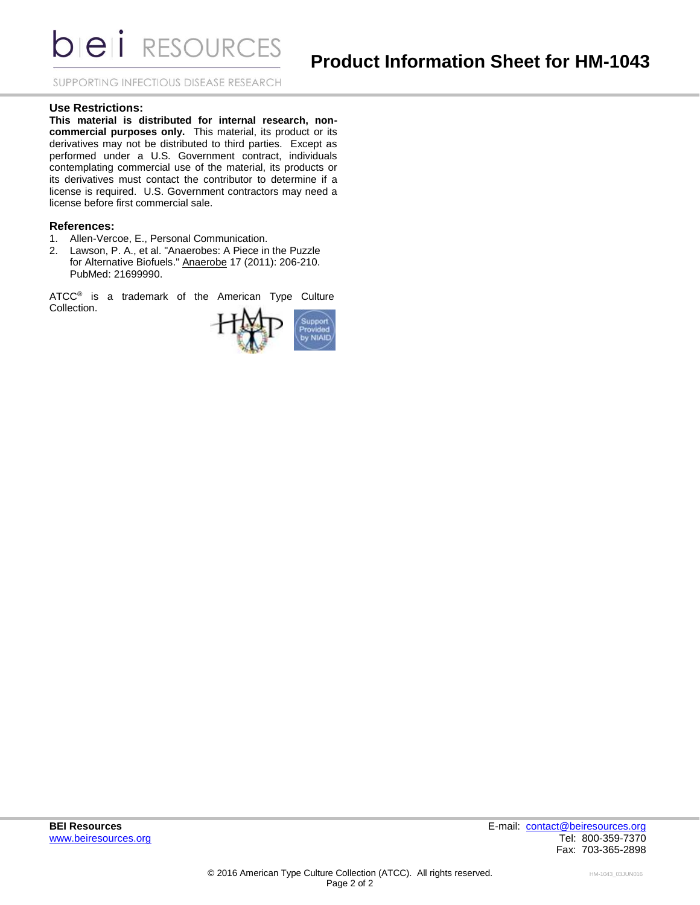## Use Restrictions:

**This material is distributed for internal research, non-commercial purposes only.** This material, its product or its derivatives may not be distributed to third parties. Except as performed under a U.S. Government contract, individuals contemplating commercial use of the material, its products or its derivatives must contact the contributor to determine if a license is required. U.S. Government contractors may need a license before first commercial sale.

## References:

1. Allen-Vercoe, E., Personal Communication.
2. Lawson, P. A., et al. "Anaerobes: A Piece in the Puzzle for Alternative Biofuels." Anaerobe 17 (2011): 206-210. PubMed: 21699990.

ATCC® is a trademark of the American Type Culture Collection.

**BEI Resources**
www.beiresources.org

E-mail: contact@beiresources.org
Tel: 800-359-7370
Fax: 703-365-2898

© 2016 American Type Culture Collection (ATCC). All rights reserved.